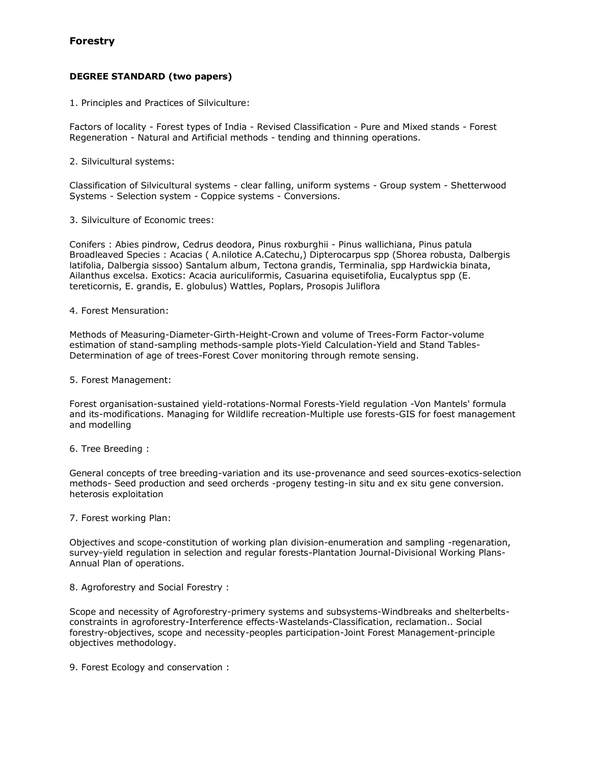## Forestry

**DEGREE STANDARD (two papers)**

1. Principles and Practices of Silviculture:

Factors of locality - Forest types of India - Revised Classification - Pure and Mixed stands - Forest Regeneration - Natural and Artificial methods - tending and thinning operations.

2. Silvicultural systems:

Classification of Silvicultural systems - clear falling, uniform systems - Group system - Shetterwood Systems - Selection system - Coppice systems - Conversions.

3. Silviculture of Economic trees:

Conifers : Abies pindrow, Cedrus deodora, Pinus roxburghii - Pinus wallichiana, Pinus patula Broadleaved Species : Acacias ( A.nilotice A.Catechu,) Dipterocarpus spp (Shorea robusta, Dalbergis latifolia, Dalbergia sissoo) Santalum album, Tectona grandis, Terminalia, spp Hardwickia binata, Ailanthus excelsa. Exotics: Acacia auriculiformis, Casuarina equisetifolia, Eucalyptus spp (E. tereticornis, E. grandis, E. globulus) Wattles, Poplars, Prosopis Juliflora

4. Forest Mensuration:

Methods of Measuring-Diameter-Girth-Height-Crown and volume of Trees-Form Factor-volume estimation of stand-sampling methods-sample plots-Yield Calculation-Yield and Stand Tables-Determination of age of trees-Forest Cover monitoring through remote sensing.

5. Forest Management:

Forest organisation-sustained yield-rotations-Normal Forests-Yield regulation -Von Mantels' formula and its-modifications. Managing for Wildlife recreation-Multiple use forests-GIS for foest management and modelling

6. Tree Breeding :

General concepts of tree breeding-variation and its use-provenance and seed sources-exotics-selection methods- Seed production and seed orcherds -progeny testing-in situ and ex situ gene conversion. heterosis exploitation

7. Forest working Plan:

Objectives and scope-constitution of working plan division-enumeration and sampling -regenaration, survey-yield regulation in selection and regular forests-Plantation Journal-Divisional Working Plans-Annual Plan of operations.

8. Agroforestry and Social Forestry :

Scope and necessity of Agroforestry-primery systems and subsystems-Windbreaks and shelterbelts-constraints in agroforestry-Interference effects-Wastelands-Classification, reclamation.. Social forestry-objectives, scope and necessity-peoples participation-Joint Forest Management-principle objectives methodology.

9. Forest Ecology and conservation :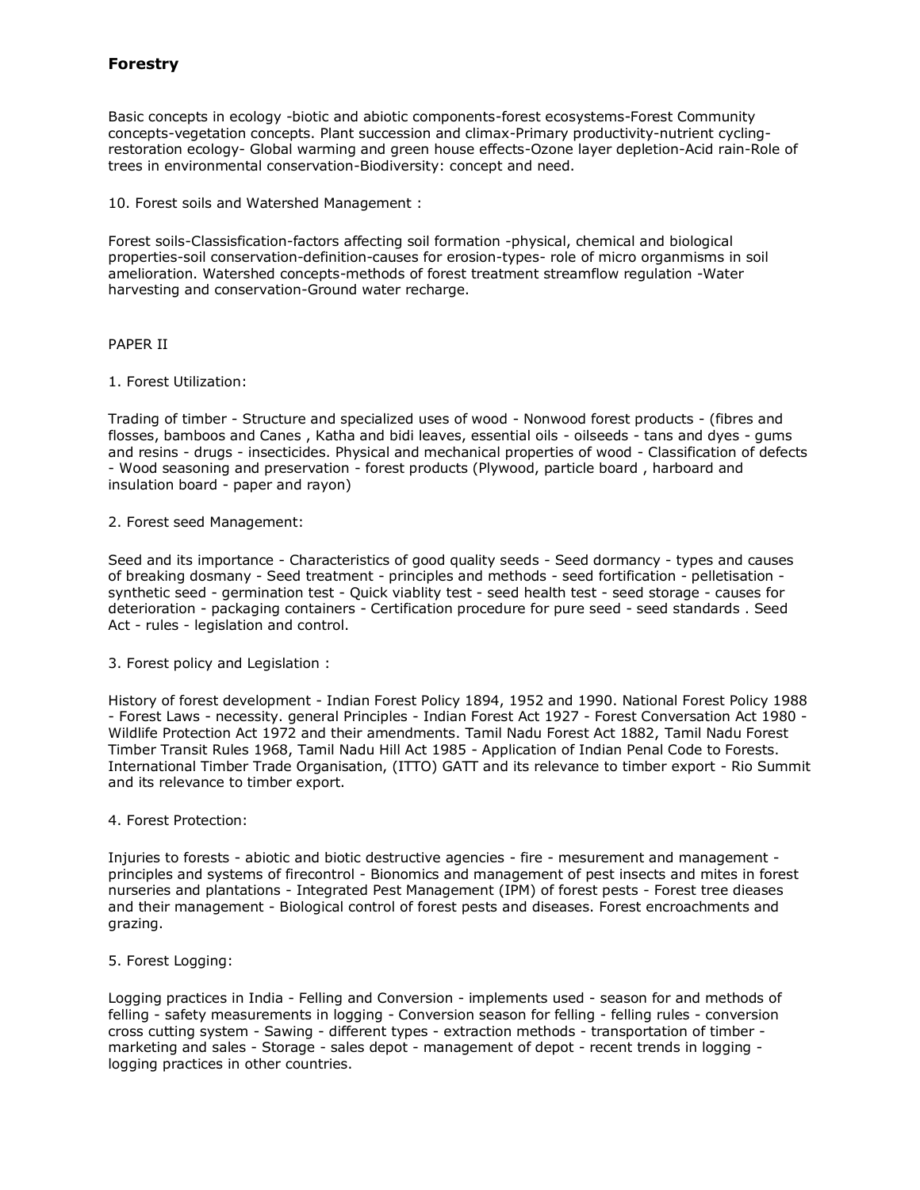## Forestry

Basic concepts in ecology -biotic and abiotic components-forest ecosystems-Forest Community concepts-vegetation concepts. Plant succession and climax-Primary productivity-nutrient cycling-restoration ecology- Global warming and green house effects-Ozone layer depletion-Acid rain-Role of trees in environmental conservation-Biodiversity: concept and need.

10. Forest soils and Watershed Management :

Forest soils-Classisfication-factors affecting soil formation -physical, chemical and biological properties-soil conservation-definition-causes for erosion-types- role of micro organmisms in soil amelioration. Watershed concepts-methods of forest treatment streamflow regulation -Water harvesting and conservation-Ground water recharge.

PAPER II

1. Forest Utilization:

Trading of timber - Structure and specialized uses of wood - Nonwood forest products - (fibres and flosses, bamboos and Canes , Katha and bidi leaves, essential oils - oilseeds - tans and dyes - gums and resins - drugs - insecticides. Physical and mechanical properties of wood - Classification of defects - Wood seasoning and preservation - forest products (Plywood, particle board , harboard and insulation board - paper and rayon)

2. Forest seed Management:

Seed and its importance - Characteristics of good quality seeds - Seed dormancy - types and causes of breaking dosmany - Seed treatment - principles and methods - seed fortification - pelletisation - synthetic seed - germination test - Quick viablity test - seed health test - seed storage - causes for deterioration - packaging containers - Certification procedure for pure seed - seed standards . Seed Act - rules - legislation and control.

3. Forest policy and Legislation :

History of forest development - Indian Forest Policy 1894, 1952 and 1990. National Forest Policy 1988 - Forest Laws - necessity. general Principles - Indian Forest Act 1927 - Forest Conversation Act 1980 - Wildlife Protection Act 1972 and their amendments. Tamil Nadu Forest Act 1882, Tamil Nadu Forest Timber Transit Rules 1968, Tamil Nadu Hill Act 1985 - Application of Indian Penal Code to Forests. International Timber Trade Organisation, (ITTO) GATT and its relevance to timber export - Rio Summit and its relevance to timber export.

4. Forest Protection:

Injuries to forests - abiotic and biotic destructive agencies - fire - mesurement and management - principles and systems of firecontrol - Bionomics and management of pest insects and mites in forest nurseries and plantations - Integrated Pest Management (IPM) of forest pests - Forest tree dieases and their management - Biological control of forest pests and diseases. Forest encroachments and grazing.

5. Forest Logging:

Logging practices in India - Felling and Conversion - implements used - season for and methods of felling - safety measurements in logging - Conversion season for felling - felling rules - conversion cross cutting system - Sawing - different types - extraction methods - transportation of timber - marketing and sales - Storage - sales depot - management of depot - recent trends in logging - logging practices in other countries.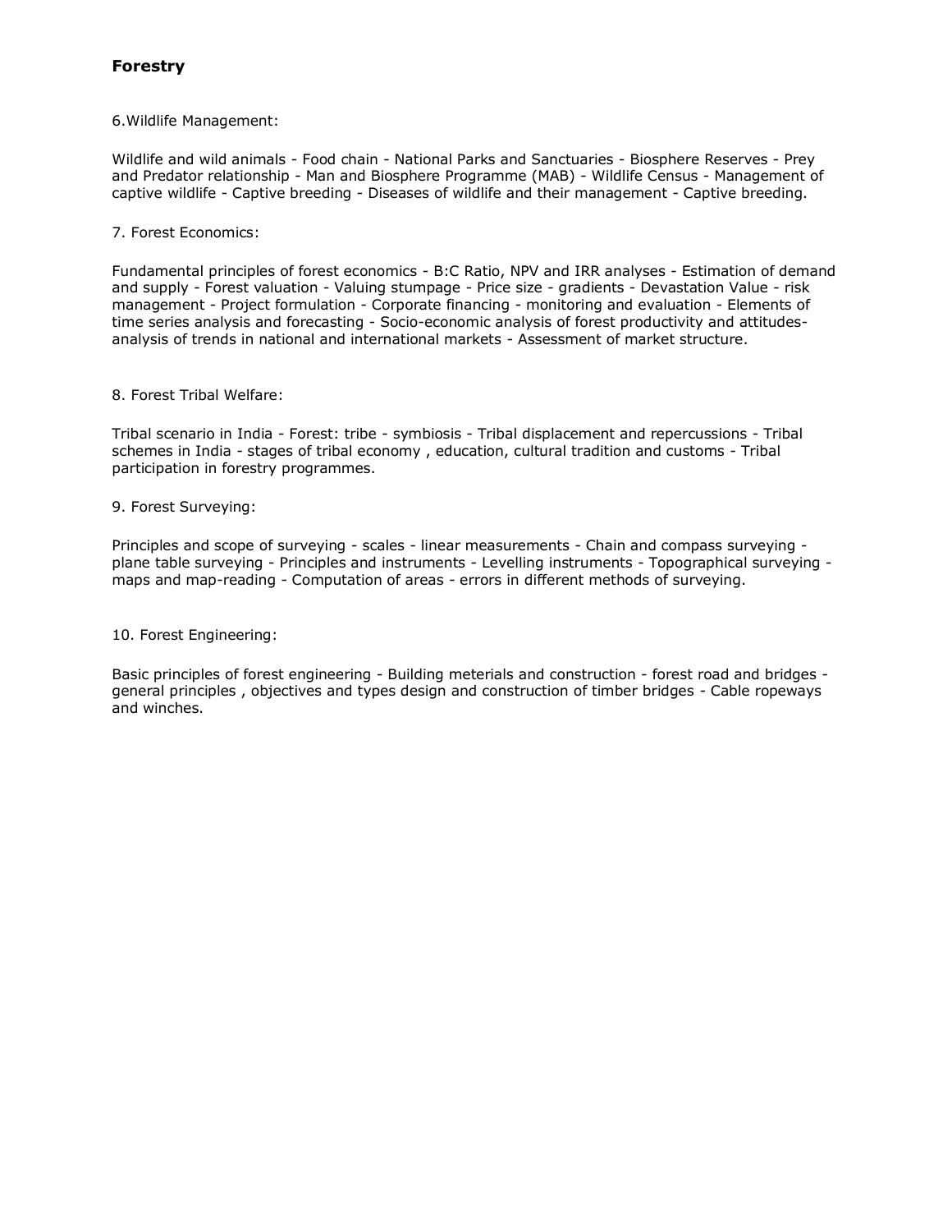## Forestry

6.Wildlife Management:

Wildlife and wild animals - Food chain - National Parks and Sanctuaries - Biosphere Reserves - Prey and Predator relationship - Man and Biosphere Programme (MAB) - Wildlife Census - Management of captive wildlife - Captive breeding - Diseases of wildlife and their management - Captive breeding.

7. Forest Economics:

Fundamental principles of forest economics - B:C Ratio, NPV and IRR analyses - Estimation of demand and supply - Forest valuation - Valuing stumpage - Price size - gradients - Devastation Value - risk management - Project formulation - Corporate financing - monitoring and evaluation - Elements of time series analysis and forecasting - Socio-economic analysis of forest productivity and attitudes-analysis of trends in national and international markets - Assessment of market structure.

8. Forest Tribal Welfare:

Tribal scenario in India - Forest: tribe - symbiosis - Tribal displacement and repercussions - Tribal schemes in India - stages of tribal economy , education, cultural tradition and customs - Tribal participation in forestry programmes.

9. Forest Surveying:

Principles and scope of surveying - scales - linear measurements - Chain and compass surveying - plane table surveying - Principles and instruments - Levelling instruments - Topographical surveying - maps and map-reading - Computation of areas - errors in different methods of surveying.

10. Forest Engineering:

Basic principles of forest engineering - Building meterials and construction - forest road and bridges - general principles , objectives and types design and construction of timber bridges - Cable ropeways and winches.